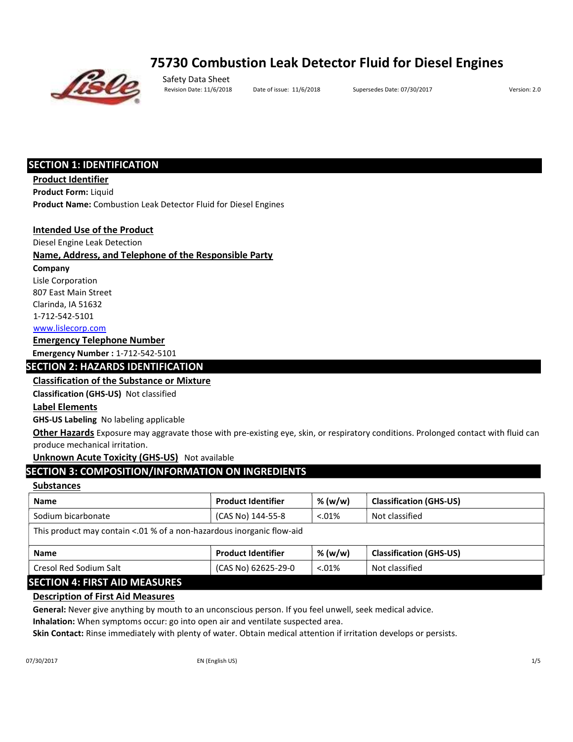# 75730 Combustion Leak Detector Fluid for Diesel Engines

Safety Data Sheet

Revision Date: 11/6/2018 Date of issue: 11/6/2018 Supersedes Date: 07/30/2017 Version: 2.0

## SECTION 1: IDENTIFICATION

**Product Identifier**

**Product Form:** Liquid

**Product Name:** Combustion Leak Detector Fluid for Diesel Engines

**Intended Use of the Product**

Diesel Engine Leak Detection

**Name, Address, and Telephone of the Responsible Party**

**Company**

Lisle Corporation
807 East Main Street
Clarinda, IA 51632
1-712-542-5101
www.lislecorp.com

**Emergency Telephone Number**

**Emergency Number :** 1-712-542-5101

## SECTION 2: HAZARDS IDENTIFICATION

**Classification of the Substance or Mixture**

**Classification (GHS-US)** Not classified

**Label Elements**

**GHS-US Labeling** No labeling applicable

**Other Hazards** Exposure may aggravate those with pre-existing eye, skin, or respiratory conditions. Prolonged contact with fluid can produce mechanical irritation.

**Unknown Acute Toxicity (GHS-US)** Not available

## SECTION 3: COMPOSITION/INFORMATION ON INGREDIENTS

**Substances**

| Name | Product Identifier | % (w/w) | Classification (GHS-US) |
|---|---|---|---|
| Sodium bicarbonate | (CAS No) 144-55-8 | <.01% | Not classified |
| This product may contain <.01 % of a non-hazardous inorganic flow-aid | | | |
| **Name** | **Product Identifier** | **% (w/w)** | **Classification (GHS-US)** |
| Cresol Red Sodium Salt | (CAS No) 62625-29-0 | <.01% | Not classified |

## SECTION 4: FIRST AID MEASURES

**Description of First Aid Measures**

**General:** Never give anything by mouth to an unconscious person. If you feel unwell, seek medical advice.

**Inhalation:** When symptoms occur: go into open air and ventilate suspected area.

**Skin Contact:** Rinse immediately with plenty of water. Obtain medical attention if irritation develops or persists.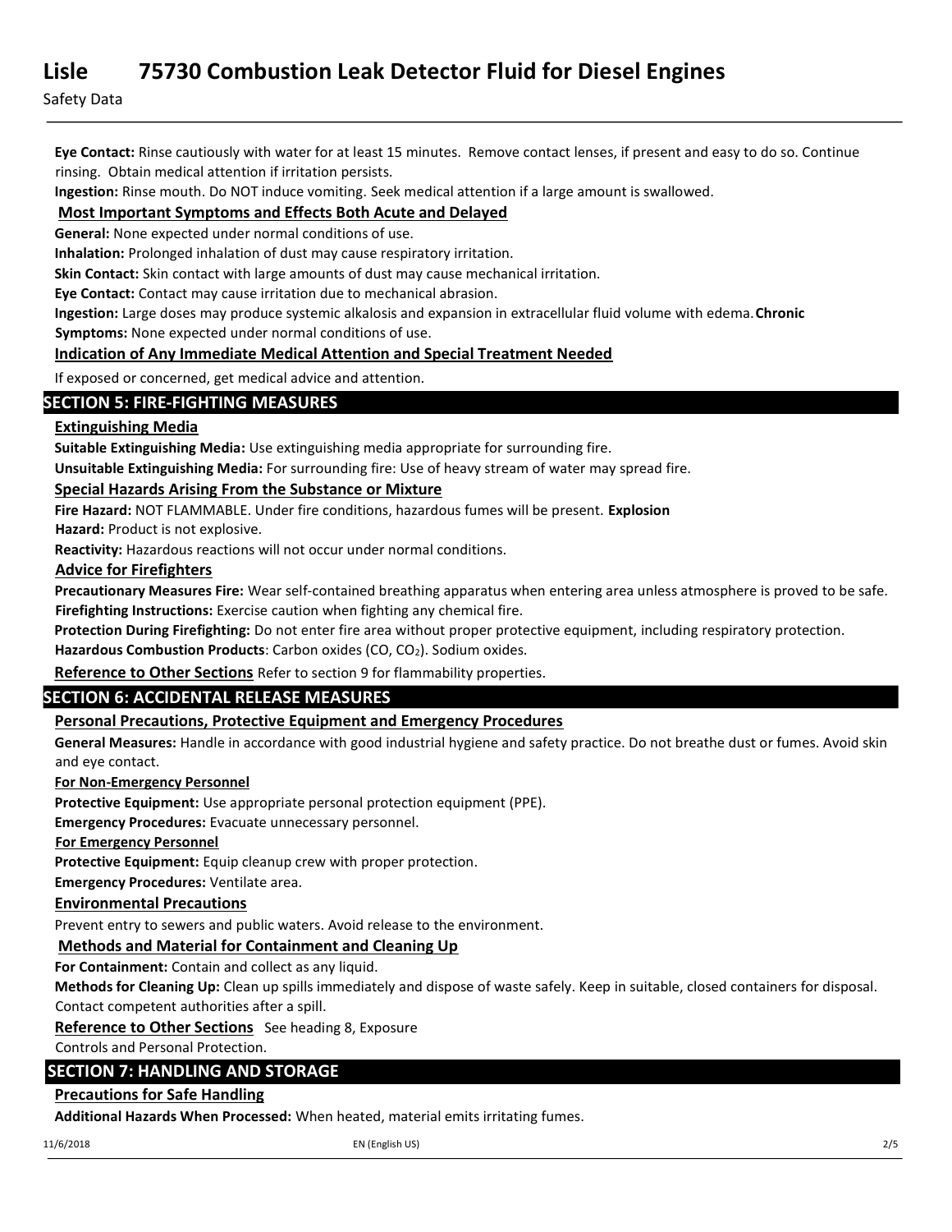**Eye Contact:** Rinse cautiously with water for at least 15 minutes. Remove contact lenses, if present and easy to do so. Continue rinsing. Obtain medical attention if irritation persists.

**Ingestion:** Rinse mouth. Do NOT induce vomiting. Seek medical attention if a large amount is swallowed.

### Most Important Symptoms and Effects Both Acute and Delayed

**General:** None expected under normal conditions of use.

**Inhalation:** Prolonged inhalation of dust may cause respiratory irritation.

**Skin Contact:** Skin contact with large amounts of dust may cause mechanical irritation.

**Eye Contact:** Contact may cause irritation due to mechanical abrasion.

**Ingestion:** Large doses may produce systemic alkalosis and expansion in extracellular fluid volume with edema.

**Chronic Symptoms:** None expected under normal conditions of use.

### Indication of Any Immediate Medical Attention and Special Treatment Needed

If exposed or concerned, get medical advice and attention.

## SECTION 5: FIRE-FIGHTING MEASURES

### Extinguishing Media

**Suitable Extinguishing Media:** Use extinguishing media appropriate for surrounding fire.

**Unsuitable Extinguishing Media:** For surrounding fire: Use of heavy stream of water may spread fire.

### Special Hazards Arising From the Substance or Mixture

**Fire Hazard:** NOT FLAMMABLE. Under fire conditions, hazardous fumes will be present.

**Explosion Hazard:** Product is not explosive.

**Reactivity:** Hazardous reactions will not occur under normal conditions.

### Advice for Firefighters

**Precautionary Measures Fire:** Wear self-contained breathing apparatus when entering area unless atmosphere is proved to be safe.

**Firefighting Instructions:** Exercise caution when fighting any chemical fire.

**Protection During Firefighting:** Do not enter fire area without proper protective equipment, including respiratory protection.

**Hazardous Combustion Products**: Carbon oxides ($CO$, $CO_2$). Sodium oxides.

### Reference to Other Sections

Refer to section 9 for flammability properties.

## SECTION 6: ACCIDENTAL RELEASE MEASURES

### Personal Precautions, Protective Equipment and Emergency Procedures

**General Measures:** Handle in accordance with good industrial hygiene and safety practice. Do not breathe dust or fumes. Avoid skin and eye contact.

#### For Non-Emergency Personnel

**Protective Equipment:** Use appropriate personal protection equipment (PPE).

**Emergency Procedures:** Evacuate unnecessary personnel.

#### For Emergency Personnel

**Protective Equipment:** Equip cleanup crew with proper protection.

**Emergency Procedures:** Ventilate area.

### Environmental Precautions

Prevent entry to sewers and public waters. Avoid release to the environment.

### Methods and Material for Containment and Cleaning Up

**For Containment:** Contain and collect as any liquid.

**Methods for Cleaning Up:** Clean up spills immediately and dispose of waste safely. Keep in suitable, closed containers for disposal. Contact competent authorities after a spill.

### Reference to Other Sections

See heading 8, Exposure Controls and Personal Protection.

## SECTION 7: HANDLING AND STORAGE

### Precautions for Safe Handling

**Additional Hazards When Processed:** When heated, material emits irritating fumes.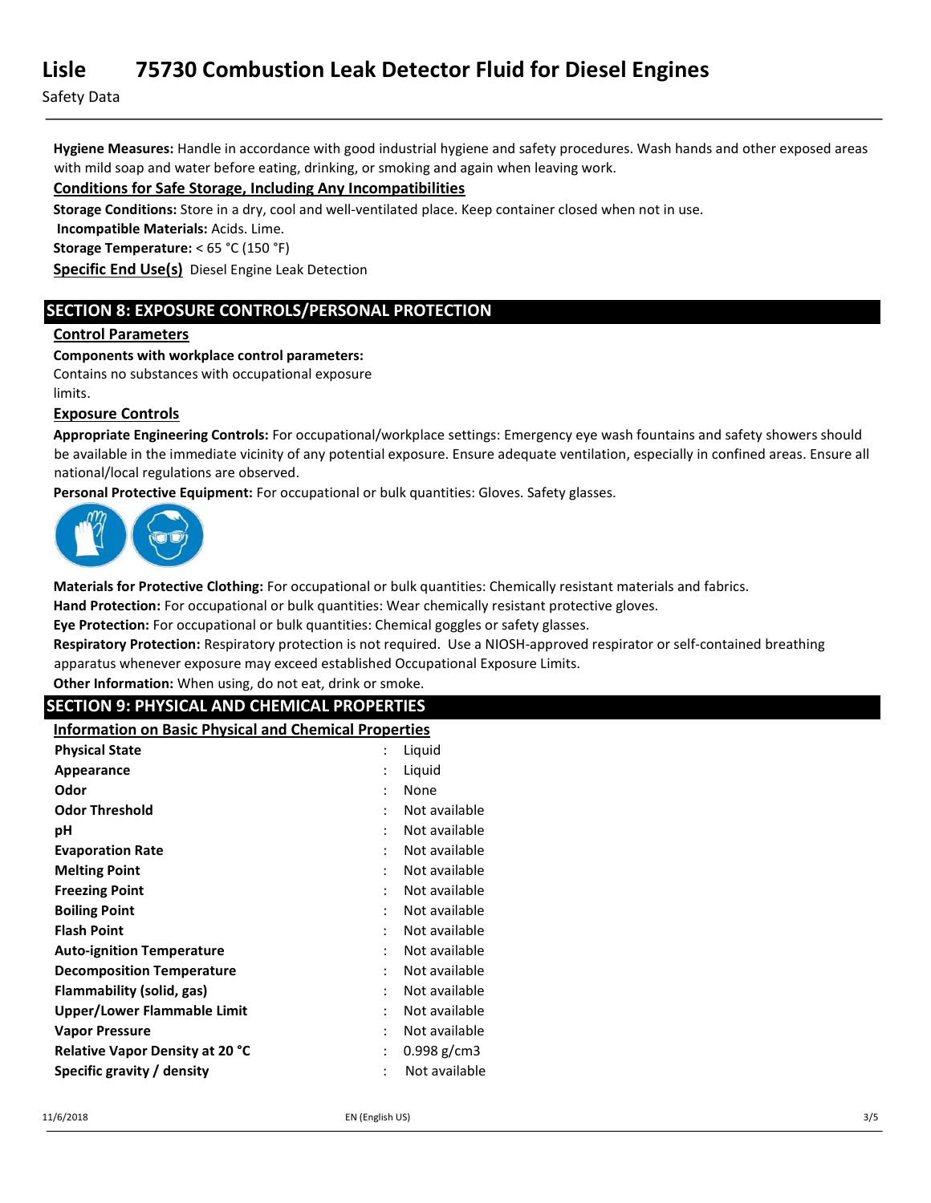**Hygiene Measures:** Handle in accordance with good industrial hygiene and safety procedures. Wash hands and other exposed areas with mild soap and water before eating, drinking, or smoking and again when leaving work.

**Conditions for Safe Storage, Including Any Incompatibilities**

**Storage Conditions:** Store in a dry, cool and well-ventilated place. Keep container closed when not in use.

**Incompatible Materials:** Acids. Lime.

**Storage Temperature:** < 65 °C (150 °F)

**Specific End Use(s)** Diesel Engine Leak Detection

## SECTION 8: EXPOSURE CONTROLS/PERSONAL PROTECTION

**Control Parameters**

**Components with workplace control parameters:**

Contains no substances with occupational exposure limits.

**Exposure Controls**

**Appropriate Engineering Controls:** For occupational/workplace settings: Emergency eye wash fountains and safety showers should be available in the immediate vicinity of any potential exposure. Ensure adequate ventilation, especially in confined areas. Ensure all national/local regulations are observed.

**Personal Protective Equipment:** For occupational or bulk quantities: Gloves. Safety glasses.

**Materials for Protective Clothing:** For occupational or bulk quantities: Chemically resistant materials and fabrics.

**Hand Protection:** For occupational or bulk quantities: Wear chemically resistant protective gloves.

**Eye Protection:** For occupational or bulk quantities: Chemical goggles or safety glasses.

**Respiratory Protection:** Respiratory protection is not required. Use a NIOSH-approved respirator or self-contained breathing apparatus whenever exposure may exceed established Occupational Exposure Limits.

**Other Information:** When using, do not eat, drink or smoke.

## SECTION 9: PHYSICAL AND CHEMICAL PROPERTIES

**Information on Basic Physical and Chemical Properties**

| Property | Value |
|---|---|
| **Physical State** | Liquid |
| **Appearance** | Liquid |
| **Odor** | None |
| **Odor Threshold** | Not available |
| **pH** | Not available |
| **Evaporation Rate** | Not available |
| **Melting Point** | Not available |
| **Freezing Point** | Not available |
| **Boiling Point** | Not available |
| **Flash Point** | Not available |
| **Auto-ignition Temperature** | Not available |
| **Decomposition Temperature** | Not available |
| **Flammability (solid, gas)** | Not available |
| **Upper/Lower Flammable Limit** | Not available |
| **Vapor Pressure** | Not available |
| **Relative Vapor Density at 20 °C** | 0.998 g/cm3 |
| **Specific gravity / density** | Not available |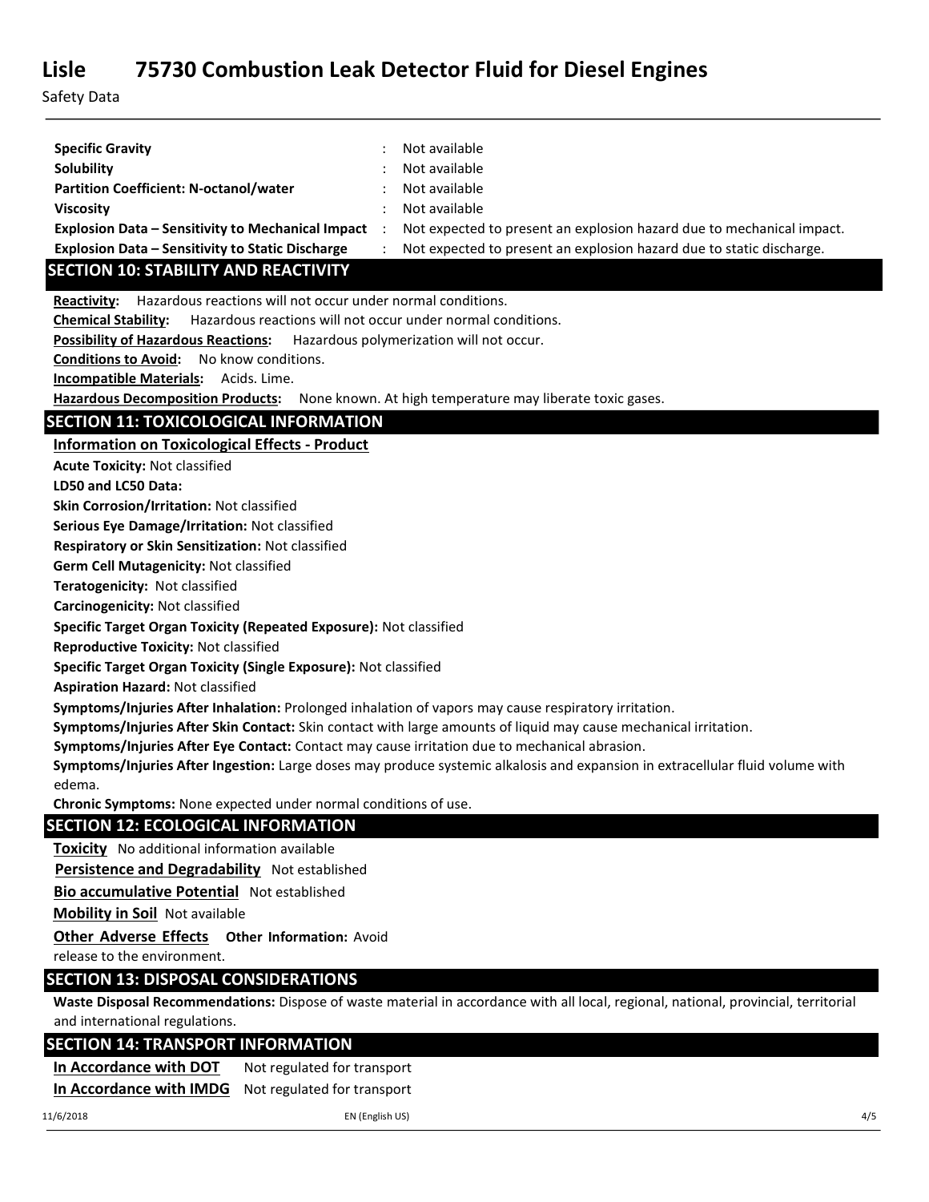| | | |
|---|---|---|
| **Specific Gravity** | : | Not available |
| **Solubility** | : | Not available |
| **Partition Coefficient: N-octanol/water** | : | Not available |
| **Viscosity** | : | Not available |
| **Explosion Data – Sensitivity to Mechanical Impact** | : | Not expected to present an explosion hazard due to mechanical impact. |
| **Explosion Data – Sensitivity to Static Discharge** | : | Not expected to present an explosion hazard due to static discharge. |

## SECTION 10: STABILITY AND REACTIVITY

**Reactivity:** Hazardous reactions will not occur under normal conditions.

**Chemical Stability:** Hazardous reactions will not occur under normal conditions.

**Possibility of Hazardous Reactions:** Hazardous polymerization will not occur.

**Conditions to Avoid:** No know conditions.

**Incompatible Materials:** Acids. Lime.

**Hazardous Decomposition Products:** None known. At high temperature may liberate toxic gases.

## SECTION 11: TOXICOLOGICAL INFORMATION

**Information on Toxicological Effects - Product**

**Acute Toxicity:** Not classified

**LD50 and LC50 Data:**

**Skin Corrosion/Irritation:** Not classified

**Serious Eye Damage/Irritation:** Not classified

**Respiratory or Skin Sensitization:** Not classified

**Germ Cell Mutagenicity:** Not classified

**Teratogenicity:** Not classified

**Carcinogenicity:** Not classified

**Specific Target Organ Toxicity (Repeated Exposure):** Not classified

**Reproductive Toxicity:** Not classified

**Specific Target Organ Toxicity (Single Exposure):** Not classified

**Aspiration Hazard:** Not classified

**Symptoms/Injuries After Inhalation:** Prolonged inhalation of vapors may cause respiratory irritation.

**Symptoms/Injuries After Skin Contact:** Skin contact with large amounts of liquid may cause mechanical irritation.

**Symptoms/Injuries After Eye Contact:** Contact may cause irritation due to mechanical abrasion.

**Symptoms/Injuries After Ingestion:** Large doses may produce systemic alkalosis and expansion in extracellular fluid volume with edema.

**Chronic Symptoms:** None expected under normal conditions of use.

## SECTION 12: ECOLOGICAL INFORMATION

**Toxicity** No additional information available

**Persistence and Degradability** Not established

**Bio accumulative Potential** Not established

**Mobility in Soil** Not available

**Other Adverse Effects** **Other Information:** Avoid release to the environment.

## SECTION 13: DISPOSAL CONSIDERATIONS

**Waste Disposal Recommendations:** Dispose of waste material in accordance with all local, regional, national, provincial, territorial and international regulations.

## SECTION 14: TRANSPORT INFORMATION

**In Accordance with DOT** Not regulated for transport

**In Accordance with IMDG** Not regulated for transport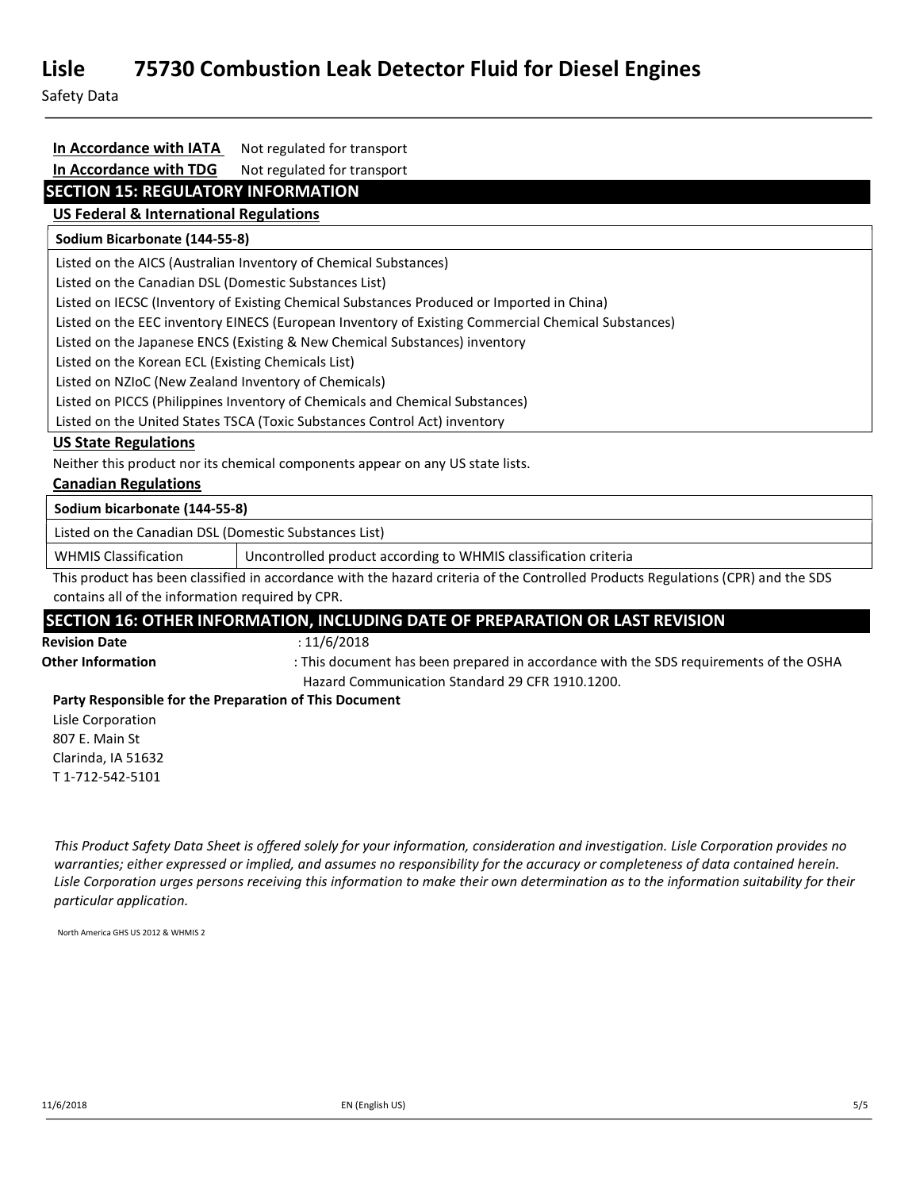**In Accordance with IATA** Not regulated for transport

**In Accordance with TDG** Not regulated for transport

## SECTION 15: REGULATORY INFORMATION

### US Federal & International Regulations

| Sodium Bicarbonate (144-55-8) |
|---|
| Listed on the AICS (Australian Inventory of Chemical Substances) |
| Listed on the Canadian DSL (Domestic Substances List) |
| Listed on IECSC (Inventory of Existing Chemical Substances Produced or Imported in China) |
| Listed on the EEC inventory EINECS (European Inventory of Existing Commercial Chemical Substances) |
| Listed on the Japanese ENCS (Existing & New Chemical Substances) inventory |
| Listed on the Korean ECL (Existing Chemicals List) |
| Listed on NZIoC (New Zealand Inventory of Chemicals) |
| Listed on PICCS (Philippines Inventory of Chemicals and Chemical Substances) |
| Listed on the United States TSCA (Toxic Substances Control Act) inventory |

### US State Regulations

Neither this product nor its chemical components appear on any US state lists.

### Canadian Regulations

| Sodium bicarbonate (144-55-8) | |
|---|---|
| Listed on the Canadian DSL (Domestic Substances List) | |
| WHMIS Classification | Uncontrolled product according to WHMIS classification criteria |

This product has been classified in accordance with the hazard criteria of the Controlled Products Regulations (CPR) and the SDS contains all of the information required by CPR.

## SECTION 16: OTHER INFORMATION, INCLUDING DATE OF PREPARATION OR LAST REVISION

**Revision Date** : 11/6/2018

**Other Information** : This document has been prepared in accordance with the SDS requirements of the OSHA Hazard Communication Standard 29 CFR 1910.1200.

**Party Responsible for the Preparation of This Document**

Lisle Corporation
807 E. Main St
Clarinda, IA 51632
T 1-712-542-5101

*This Product Safety Data Sheet is offered solely for your information, consideration and investigation. Lisle Corporation provides no warranties; either expressed or implied, and assumes no responsibility for the accuracy or completeness of data contained herein. Lisle Corporation urges persons receiving this information to make their own determination as to the information suitability for their particular application.*

North America GHS US 2012 & WHMIS 2